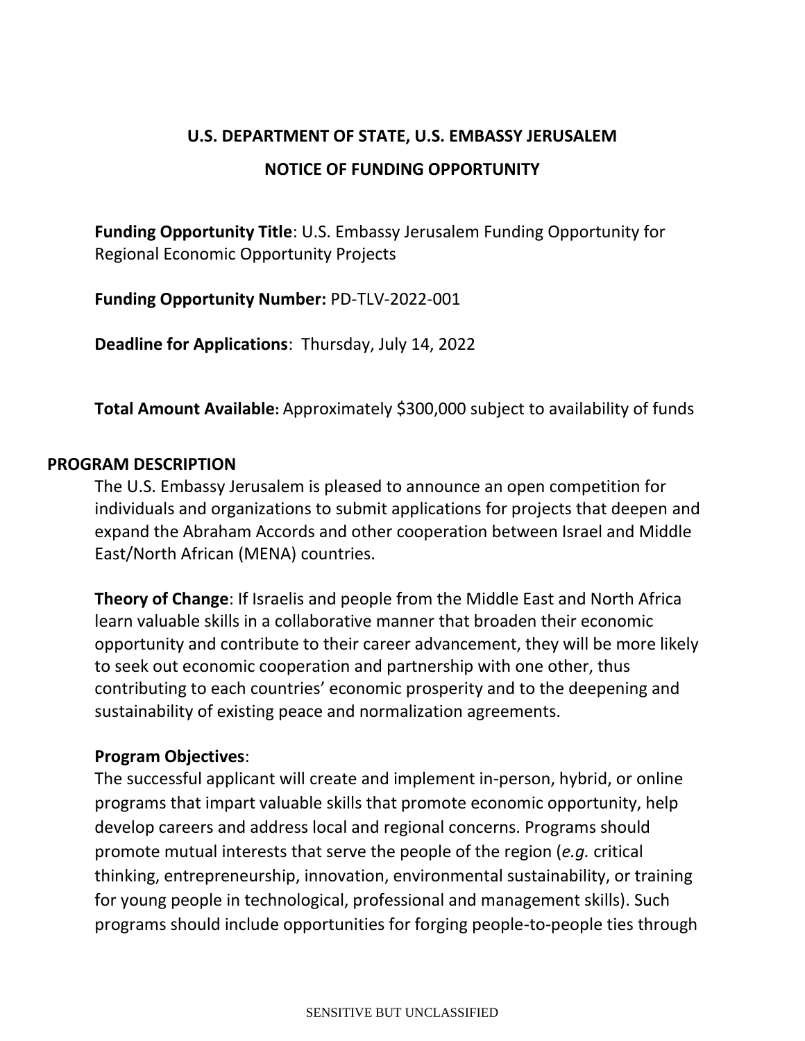**U.S. DEPARTMENT OF STATE, U.S. EMBASSY JERUSALEM**

**NOTICE OF FUNDING OPPORTUNITY**

**Funding Opportunity Title**: U.S. Embassy Jerusalem Funding Opportunity for Regional Economic Opportunity Projects

**Funding Opportunity Number:** PD-TLV-2022-001

**Deadline for Applications**: Thursday, July 14, 2022

**Total Amount Available:** Approximately $300,000 subject to availability of funds

## PROGRAM DESCRIPTION

The U.S. Embassy Jerusalem is pleased to announce an open competition for individuals and organizations to submit applications for projects that deepen and expand the Abraham Accords and other cooperation between Israel and Middle East/North African (MENA) countries.

**Theory of Change**: If Israelis and people from the Middle East and North Africa learn valuable skills in a collaborative manner that broaden their economic opportunity and contribute to their career advancement, they will be more likely to seek out economic cooperation and partnership with one other, thus contributing to each countries' economic prosperity and to the deepening and sustainability of existing peace and normalization agreements.

**Program Objectives**:

The successful applicant will create and implement in-person, hybrid, or online programs that impart valuable skills that promote economic opportunity, help develop careers and address local and regional concerns. Programs should promote mutual interests that serve the people of the region (*e.g.* critical thinking, entrepreneurship, innovation, environmental sustainability, or training for young people in technological, professional and management skills). Such programs should include opportunities for forging people-to-people ties through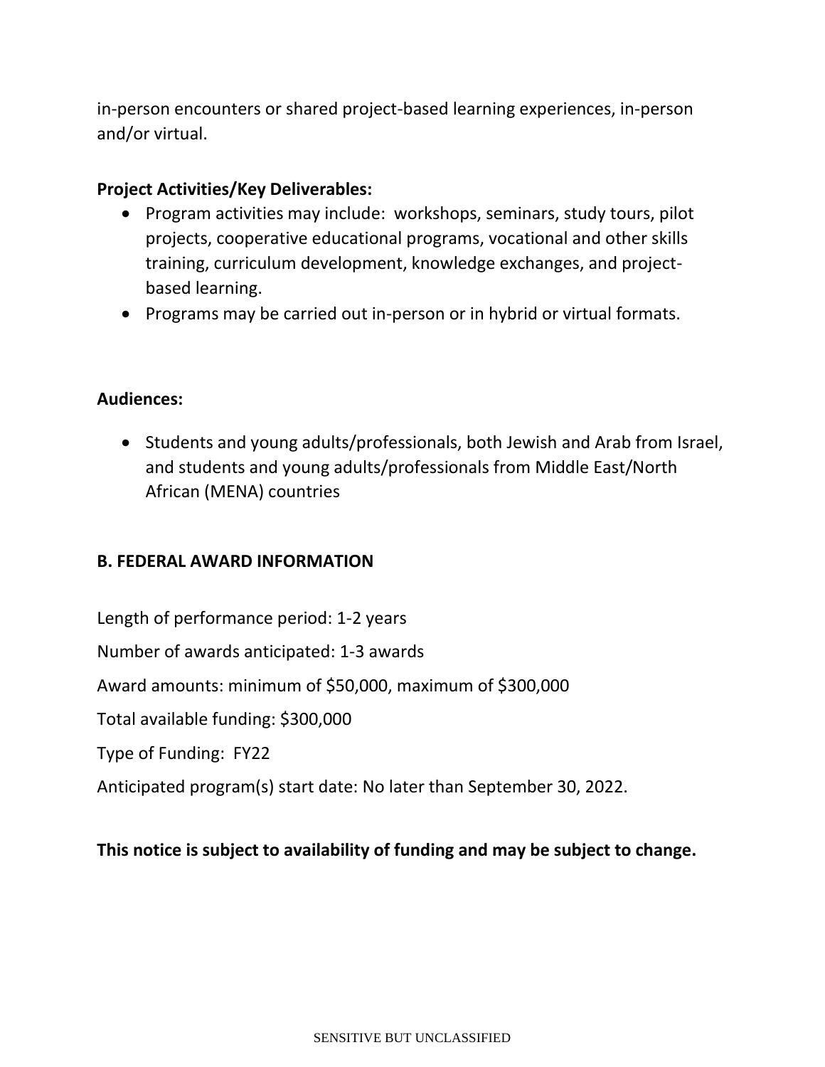in-person encounters or shared project-based learning experiences, in-person and/or virtual.

**Project Activities/Key Deliverables:**

- Program activities may include: workshops, seminars, study tours, pilot projects, cooperative educational programs, vocational and other skills training, curriculum development, knowledge exchanges, and project-based learning.
- Programs may be carried out in-person or in hybrid or virtual formats.

**Audiences:**

- Students and young adults/professionals, both Jewish and Arab from Israel, and students and young adults/professionals from Middle East/North African (MENA) countries

## B. FEDERAL AWARD INFORMATION

Length of performance period: 1-2 years

Number of awards anticipated: 1-3 awards

Award amounts: minimum of $50,000, maximum of $300,000

Total available funding: $300,000

Type of Funding: FY22

Anticipated program(s) start date: No later than September 30, 2022.

**This notice is subject to availability of funding and may be subject to change.**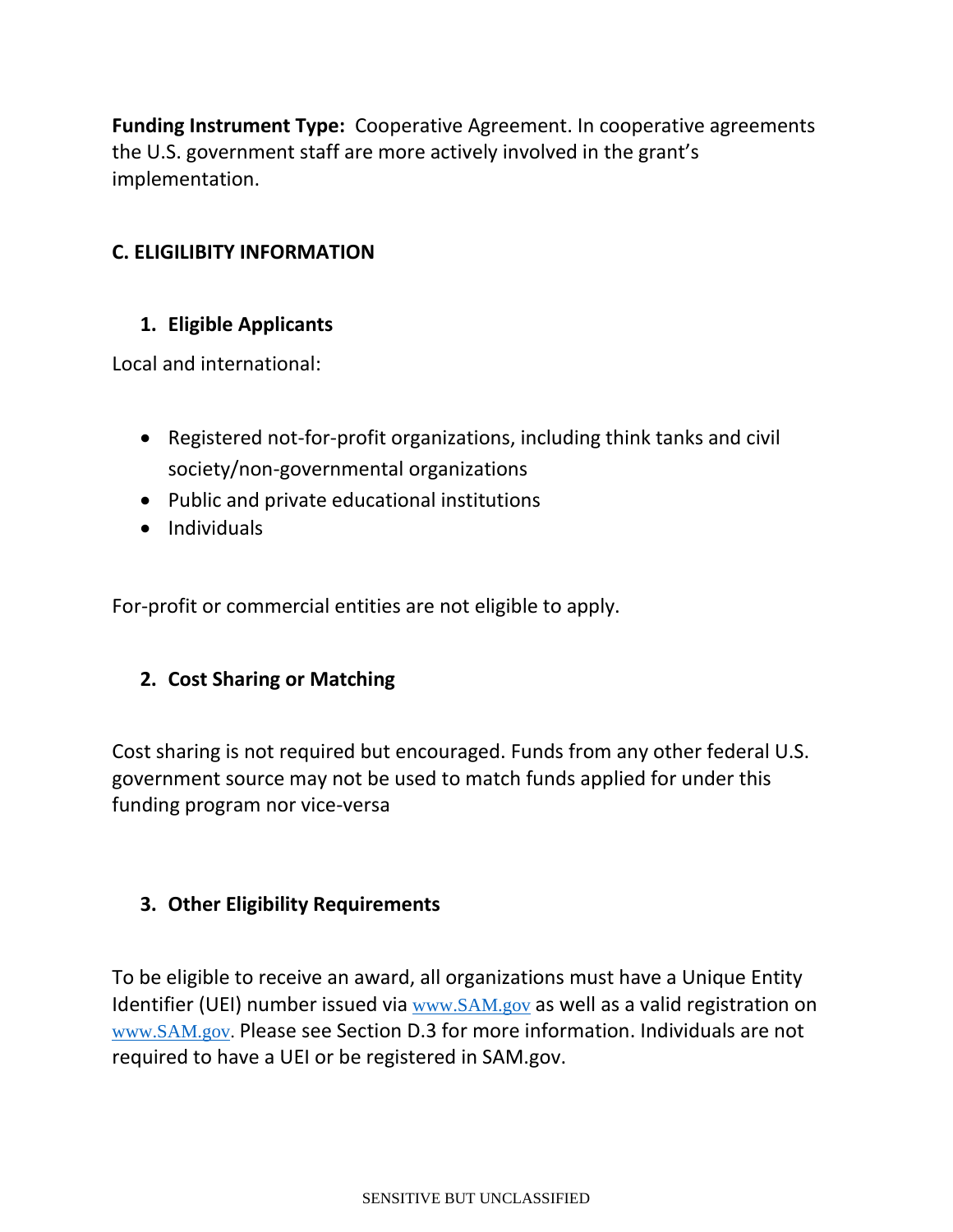**Funding Instrument Type:** Cooperative Agreement. In cooperative agreements the U.S. government staff are more actively involved in the grant's implementation.

## C. ELIGILIBITY INFORMATION

### 1. Eligible Applicants

Local and international:

- Registered not-for-profit organizations, including think tanks and civil society/non-governmental organizations
- Public and private educational institutions
- Individuals

For-profit or commercial entities are not eligible to apply.

### 2. Cost Sharing or Matching

Cost sharing is not required but encouraged. Funds from any other federal U.S. government source may not be used to match funds applied for under this funding program nor vice-versa

### 3. Other Eligibility Requirements

To be eligible to receive an award, all organizations must have a Unique Entity Identifier (UEI) number issued via www.SAM.gov as well as a valid registration on www.SAM.gov. Please see Section D.3 for more information. Individuals are not required to have a UEI or be registered in SAM.gov.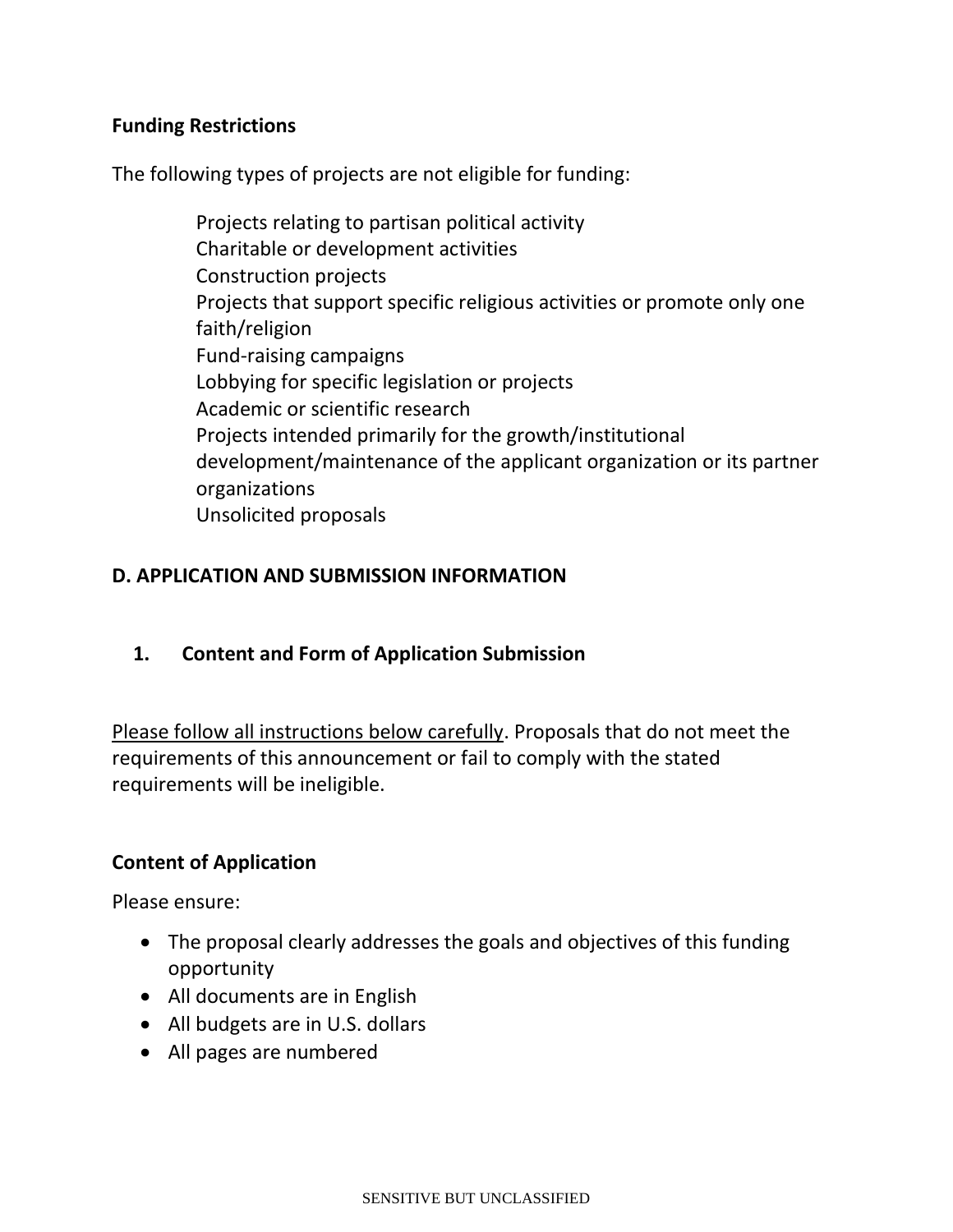**Funding Restrictions**

The following types of projects are not eligible for funding:

- Projects relating to partisan political activity
- Charitable or development activities
- Construction projects
- Projects that support specific religious activities or promote only one faith/religion
- Fund-raising campaigns
- Lobbying for specific legislation or projects
- Academic or scientific research
- Projects intended primarily for the growth/institutional development/maintenance of the applicant organization or its partner organizations
- Unsolicited proposals

## D. APPLICATION AND SUBMISSION INFORMATION

### 1. Content and Form of Application Submission

<u>Please follow all instructions below carefully</u>. Proposals that do not meet the requirements of this announcement or fail to comply with the stated requirements will be ineligible.

**Content of Application**

Please ensure:

- The proposal clearly addresses the goals and objectives of this funding opportunity
- All documents are in English
- All budgets are in U.S. dollars
- All pages are numbered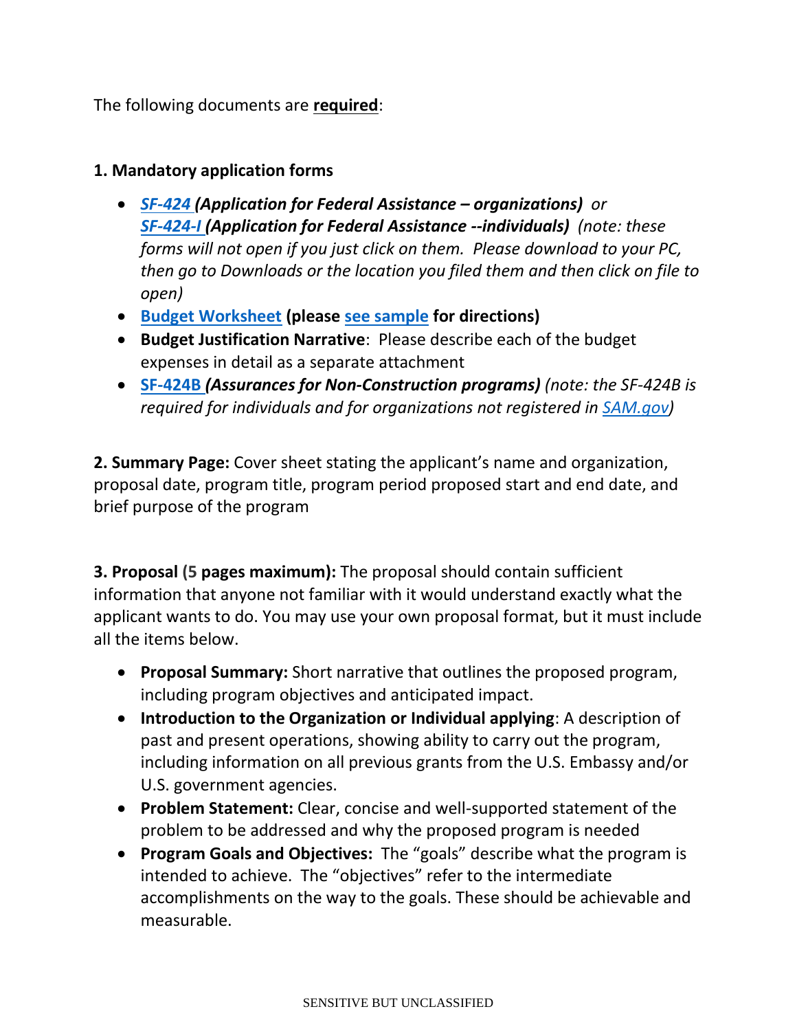The following documents are **required**:

**1. Mandatory application forms**

- ***SF-424 (Application for Federal Assistance – organizations)*** *or* ***SF-424-I (Application for Federal Assistance --individuals)*** *(note: these forms will not open if you just click on them. Please download to your PC, then go to Downloads or the location you filed them and then click on file to open)*
- **Budget Worksheet (please see sample for directions)**
- **Budget Justification Narrative**: Please describe each of the budget expenses in detail as a separate attachment
- **SF-424B *(Assurances for Non-Construction programs)*** *(note: the SF-424B is required for individuals and for organizations not registered in SAM.gov)*

**2. Summary Page:** Cover sheet stating the applicant's name and organization, proposal date, program title, program period proposed start and end date, and brief purpose of the program

**3. Proposal (5 pages maximum):** The proposal should contain sufficient information that anyone not familiar with it would understand exactly what the applicant wants to do. You may use your own proposal format, but it must include all the items below.

- **Proposal Summary:** Short narrative that outlines the proposed program, including program objectives and anticipated impact.
- **Introduction to the Organization or Individual applying**: A description of past and present operations, showing ability to carry out the program, including information on all previous grants from the U.S. Embassy and/or U.S. government agencies.
- **Problem Statement:** Clear, concise and well-supported statement of the problem to be addressed and why the proposed program is needed
- **Program Goals and Objectives:** The "goals" describe what the program is intended to achieve. The "objectives" refer to the intermediate accomplishments on the way to the goals. These should be achievable and measurable.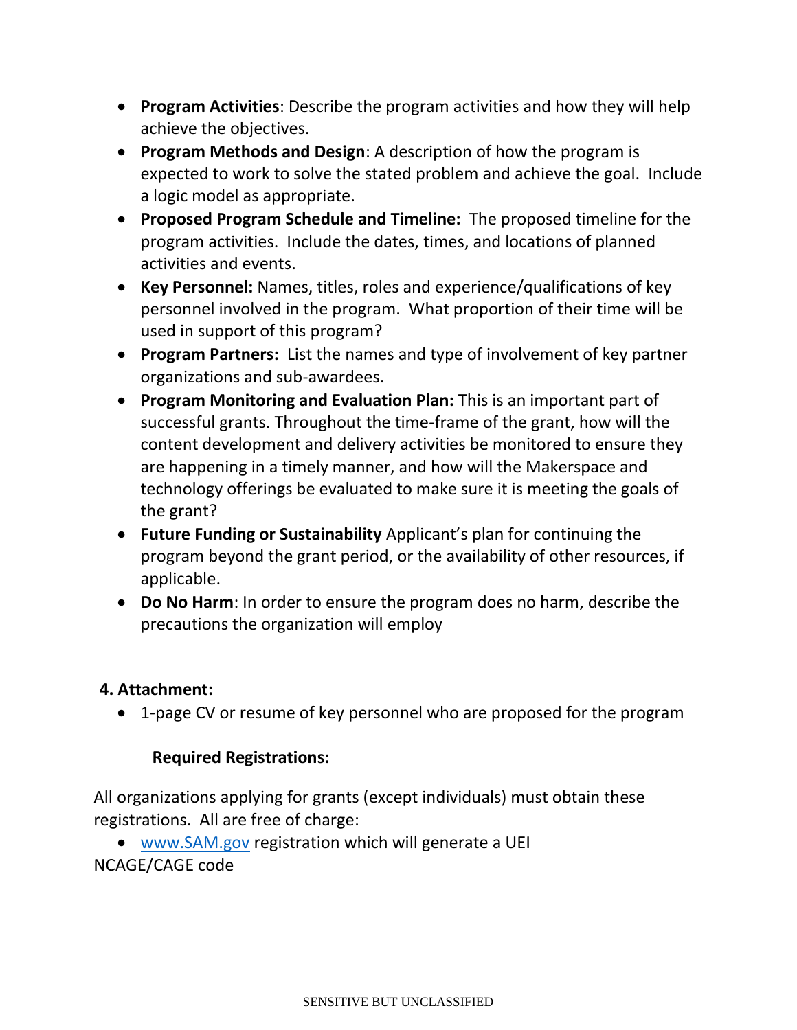- **Program Activities**: Describe the program activities and how they will help achieve the objectives.
- **Program Methods and Design**: A description of how the program is expected to work to solve the stated problem and achieve the goal. Include a logic model as appropriate.
- **Proposed Program Schedule and Timeline:** The proposed timeline for the program activities. Include the dates, times, and locations of planned activities and events.
- **Key Personnel:** Names, titles, roles and experience/qualifications of key personnel involved in the program. What proportion of their time will be used in support of this program?
- **Program Partners:** List the names and type of involvement of key partner organizations and sub-awardees.
- **Program Monitoring and Evaluation Plan:** This is an important part of successful grants. Throughout the time-frame of the grant, how will the content development and delivery activities be monitored to ensure they are happening in a timely manner, and how will the Makerspace and technology offerings be evaluated to make sure it is meeting the goals of the grant?
- **Future Funding or Sustainability** Applicant's plan for continuing the program beyond the grant period, or the availability of other resources, if applicable.
- **Do No Harm**: In order to ensure the program does no harm, describe the precautions the organization will employ

**4. Attachment:**

- 1-page CV or resume of key personnel who are proposed for the program

**Required Registrations:**

All organizations applying for grants (except individuals) must obtain these registrations. All are free of charge:

- [www.SAM.gov](http://www.SAM.gov) registration which will generate a UEI

NCAGE/CAGE code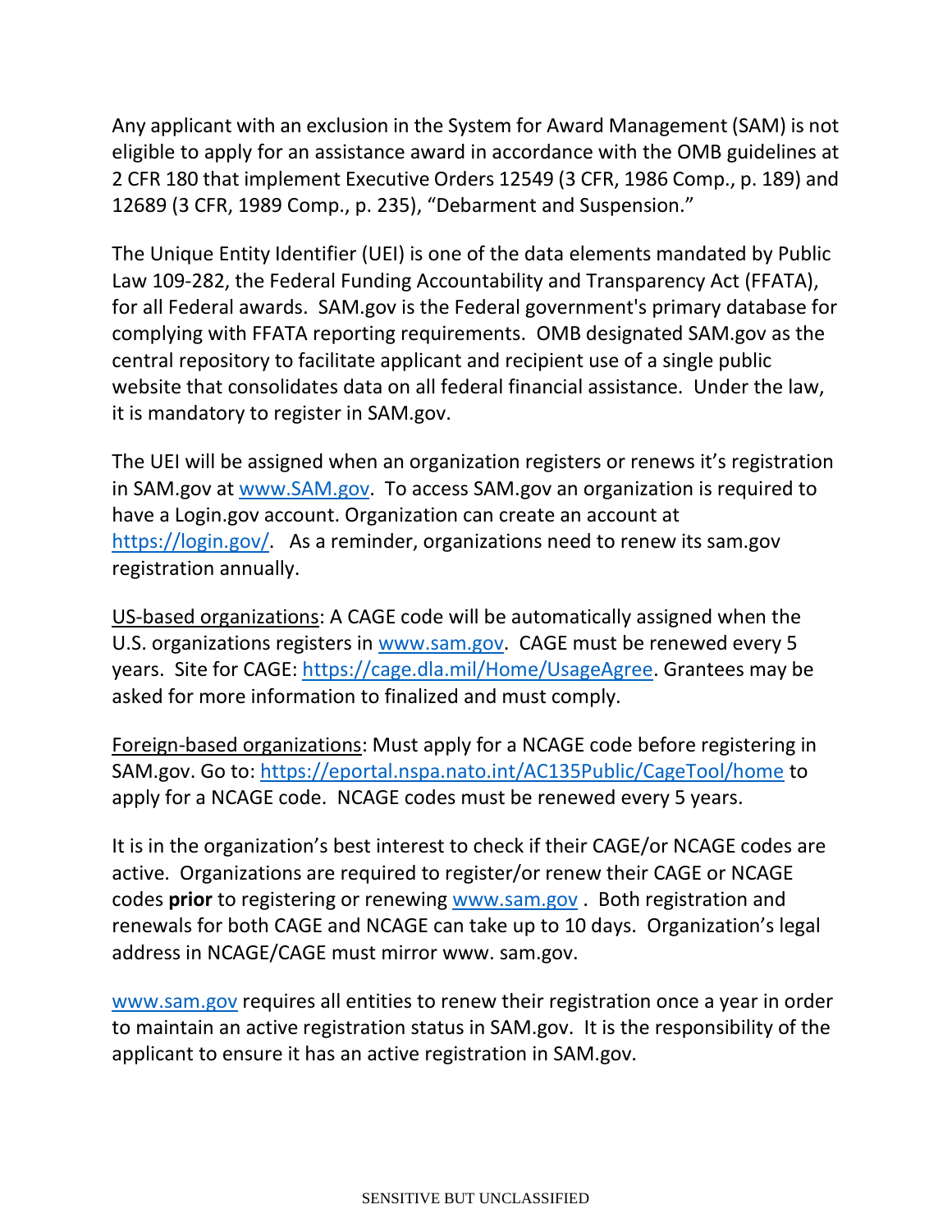Any applicant with an exclusion in the System for Award Management (SAM) is not eligible to apply for an assistance award in accordance with the OMB guidelines at 2 CFR 180 that implement Executive Orders 12549 (3 CFR, 1986 Comp., p. 189) and 12689 (3 CFR, 1989 Comp., p. 235), "Debarment and Suspension."

The Unique Entity Identifier (UEI) is one of the data elements mandated by Public Law 109-282, the Federal Funding Accountability and Transparency Act (FFATA), for all Federal awards. SAM.gov is the Federal government's primary database for complying with FFATA reporting requirements. OMB designated SAM.gov as the central repository to facilitate applicant and recipient use of a single public website that consolidates data on all federal financial assistance. Under the law, it is mandatory to register in SAM.gov.

The UEI will be assigned when an organization registers or renews it's registration in SAM.gov at [www.SAM.gov](http://www.SAM.gov). To access SAM.gov an organization is required to have a Login.gov account. Organization can create an account at [https://login.gov/](https://login.gov/). As a reminder, organizations need to renew its sam.gov registration annually.

US-based organizations: A CAGE code will be automatically assigned when the U.S. organizations registers in [www.sam.gov](http://www.sam.gov). CAGE must be renewed every 5 years. Site for CAGE: [https://cage.dla.mil/Home/UsageAgree](https://cage.dla.mil/Home/UsageAgree). Grantees may be asked for more information to finalized and must comply.

Foreign-based organizations: Must apply for a NCAGE code before registering in SAM.gov. Go to: [https://eportal.nspa.nato.int/AC135Public/CageTool/home](https://eportal.nspa.nato.int/AC135Public/CageTool/home) to apply for a NCAGE code. NCAGE codes must be renewed every 5 years.

It is in the organization's best interest to check if their CAGE/or NCAGE codes are active. Organizations are required to register/or renew their CAGE or NCAGE codes **prior** to registering or renewing [www.sam.gov](http://www.sam.gov) . Both registration and renewals for both CAGE and NCAGE can take up to 10 days. Organization's legal address in NCAGE/CAGE must mirror www. sam.gov.

[www.sam.gov](http://www.sam.gov) requires all entities to renew their registration once a year in order to maintain an active registration status in SAM.gov. It is the responsibility of the applicant to ensure it has an active registration in SAM.gov.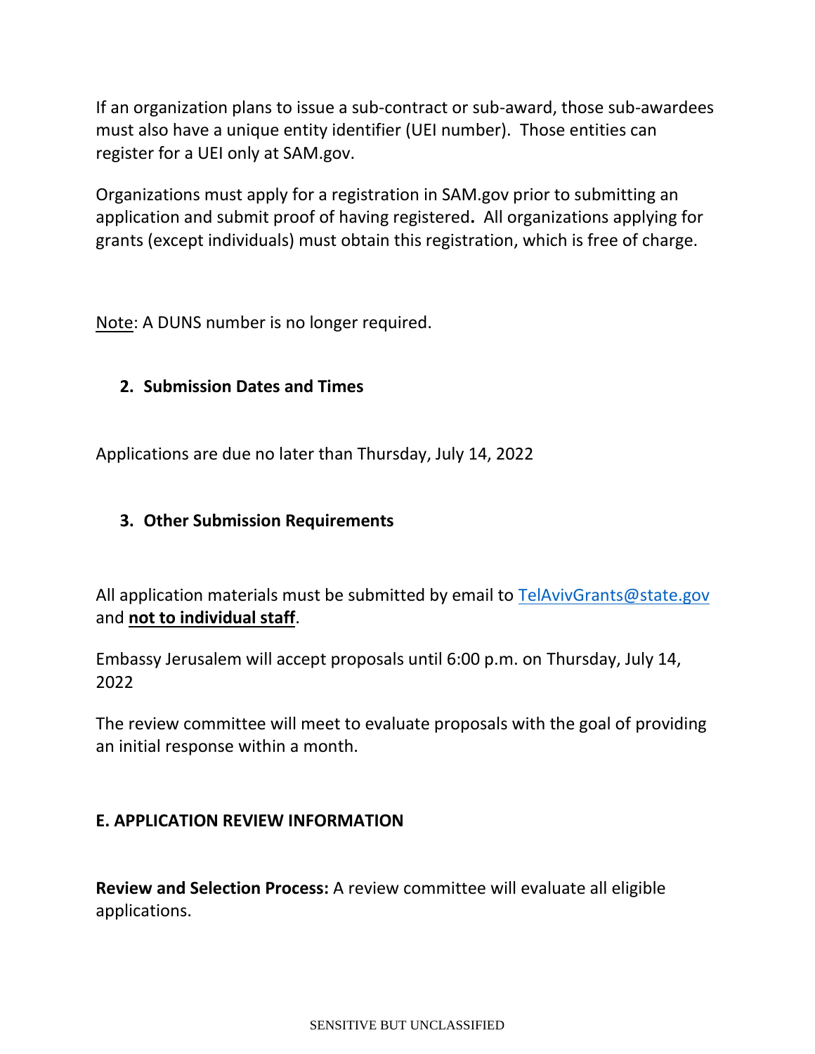If an organization plans to issue a sub-contract or sub-award, those sub-awardees must also have a unique entity identifier (UEI number). Those entities can register for a UEI only at SAM.gov.

Organizations must apply for a registration in SAM.gov prior to submitting an application and submit proof of having registered**.** All organizations applying for grants (except individuals) must obtain this registration, which is free of charge.

Note: A DUNS number is no longer required.

### 2. Submission Dates and Times

Applications are due no later than Thursday, July 14, 2022

### 3. Other Submission Requirements

All application materials must be submitted by email to TelAvivGrants@state.gov and **not to individual staff**.

Embassy Jerusalem will accept proposals until 6:00 p.m. on Thursday, July 14, 2022

The review committee will meet to evaluate proposals with the goal of providing an initial response within a month.

## E. APPLICATION REVIEW INFORMATION

**Review and Selection Process:** A review committee will evaluate all eligible applications.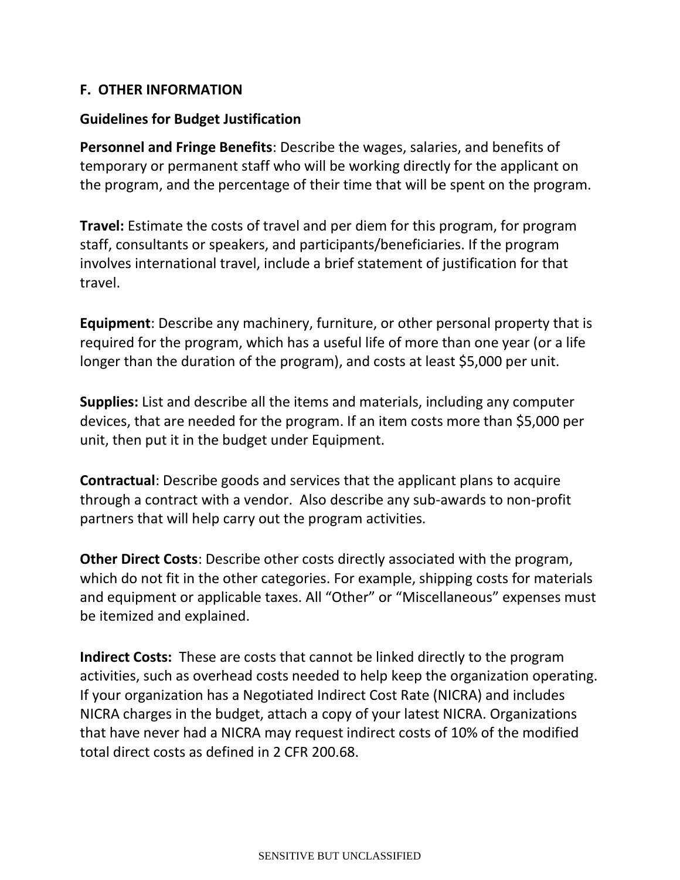## F. OTHER INFORMATION

### Guidelines for Budget Justification

**Personnel and Fringe Benefits**: Describe the wages, salaries, and benefits of temporary or permanent staff who will be working directly for the applicant on the program, and the percentage of their time that will be spent on the program.

**Travel:** Estimate the costs of travel and per diem for this program, for program staff, consultants or speakers, and participants/beneficiaries. If the program involves international travel, include a brief statement of justification for that travel.

**Equipment**: Describe any machinery, furniture, or other personal property that is required for the program, which has a useful life of more than one year (or a life longer than the duration of the program), and costs at least $5,000 per unit.

**Supplies:** List and describe all the items and materials, including any computer devices, that are needed for the program. If an item costs more than $5,000 per unit, then put it in the budget under Equipment.

**Contractual**: Describe goods and services that the applicant plans to acquire through a contract with a vendor. Also describe any sub-awards to non-profit partners that will help carry out the program activities.

**Other Direct Costs**: Describe other costs directly associated with the program, which do not fit in the other categories. For example, shipping costs for materials and equipment or applicable taxes. All "Other" or "Miscellaneous" expenses must be itemized and explained.

**Indirect Costs:** These are costs that cannot be linked directly to the program activities, such as overhead costs needed to help keep the organization operating. If your organization has a Negotiated Indirect Cost Rate (NICRA) and includes NICRA charges in the budget, attach a copy of your latest NICRA. Organizations that have never had a NICRA may request indirect costs of 10% of the modified total direct costs as defined in 2 CFR 200.68.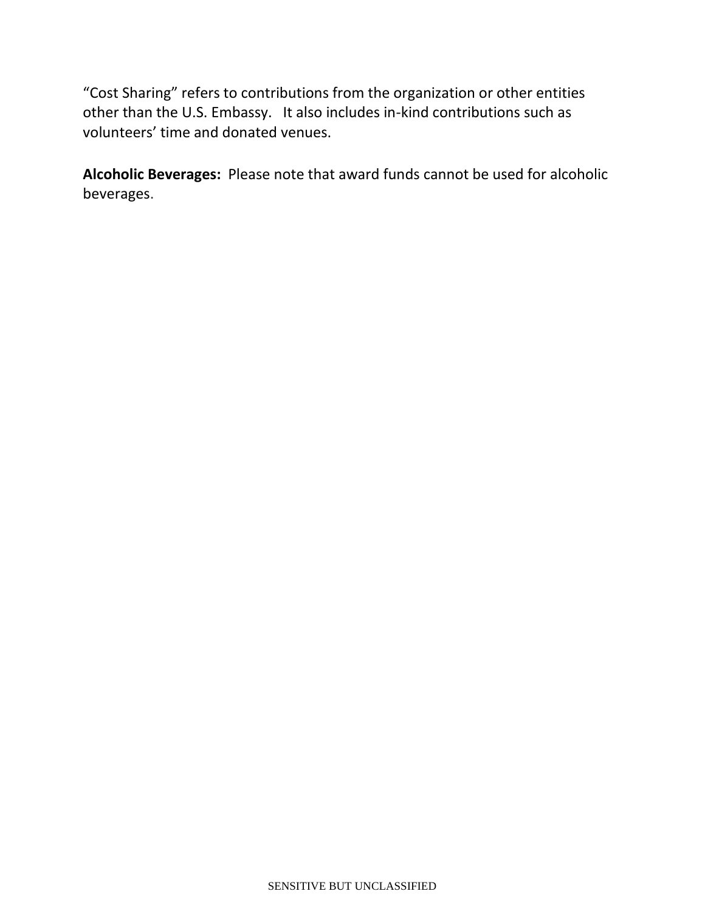"Cost Sharing" refers to contributions from the organization or other entities other than the U.S. Embassy. It also includes in-kind contributions such as volunteers' time and donated venues.

**Alcoholic Beverages:** Please note that award funds cannot be used for alcoholic beverages.